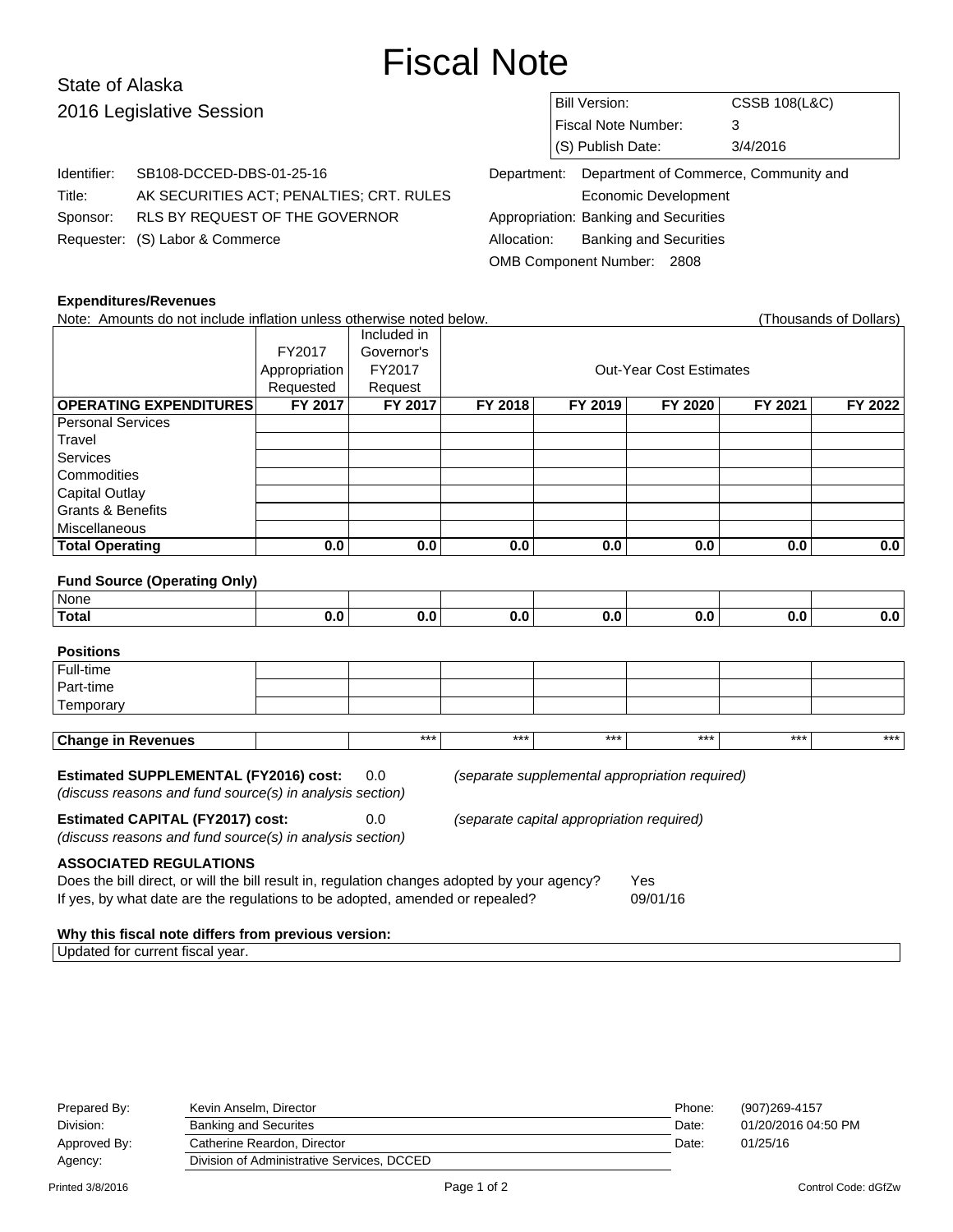# Fiscal Note

State of Alaska
2016 Legislative Session

| | |
|---|---|
| Bill Version: | CSSB 108(L&C) |
| Fiscal Note Number: | 3 |
| (S) Publish Date: | 3/4/2016 |

Identifier: SB108-DCCED-DBS-01-25-16
Title: AK SECURITIES ACT; PENALTIES; CRT. RULES
Sponsor: RLS BY REQUEST OF THE GOVERNOR
Requester: (S) Labor & Commerce

Department: Department of Commerce, Community and Economic Development
Appropriation: Banking and Securities
Allocation: Banking and Securities
OMB Component Number: 2808

**Expenditures/Revenues**

Note: Amounts do not include inflation unless otherwise noted below. (Thousands of Dollars)

| | FY2017 Appropriation Requested | Included in Governor's FY2017 Request | Out-Year Cost Estimates | | | | |
|---|---|---|---|---|---|---|---|
| **OPERATING EXPENDITURES** | **FY 2017** | **FY 2017** | **FY 2018** | **FY 2019** | **FY 2020** | **FY 2021** | **FY 2022** |
| Personal Services | | | | | | | |
| Travel | | | | | | | |
| Services | | | | | | | |
| Commodities | | | | | | | |
| Capital Outlay | | | | | | | |
| Grants & Benefits | | | | | | | |
| Miscellaneous | | | | | | | |
| **Total Operating** | **0.0** | **0.0** | **0.0** | **0.0** | **0.0** | **0.0** | **0.0** |

**Fund Source (Operating Only)**

| | | | | | | | |
|---|---|---|---|---|---|---|---|
| None | | | | | | | |
| **Total** | **0.0** | **0.0** | **0.0** | **0.0** | **0.0** | **0.0** | **0.0** |

**Positions**

| | | | | | | | |
|---|---|---|---|---|---|---|---|
| Full-time | | | | | | | |
| Part-time | | | | | | | |
| Temporary | | | | | | | |

| | | | | | | | |
|---|---|---|---|---|---|---|---|
| **Change in Revenues** | | *** | *** | *** | *** | *** | *** |

**Estimated SUPPLEMENTAL (FY2016) cost:** 0.0 *(separate supplemental appropriation required)*
*(discuss reasons and fund source(s) in analysis section)*

**Estimated CAPITAL (FY2017) cost:** 0.0 *(separate capital appropriation required)*
*(discuss reasons and fund source(s) in analysis section)*

**ASSOCIATED REGULATIONS**

Does the bill direct, or will the bill result in, regulation changes adopted by your agency? Yes
If yes, by what date are the regulations to be adopted, amended or repealed? 09/01/16

**Why this fiscal note differs from previous version:**

Updated for current fiscal year.

| | | | |
|---|---|---|---|
| Prepared By: | Kevin Anselm, Director | Phone: | (907)269-4157 |
| Division: | Banking and Securites | Date: | 01/20/2016 04:50 PM |
| Approved By: | Catherine Reardon, Director | Date: | 01/25/16 |
| Agency: | Division of Administrative Services, DCCED | | |

Printed 3/8/2016 Control Code: dGfZw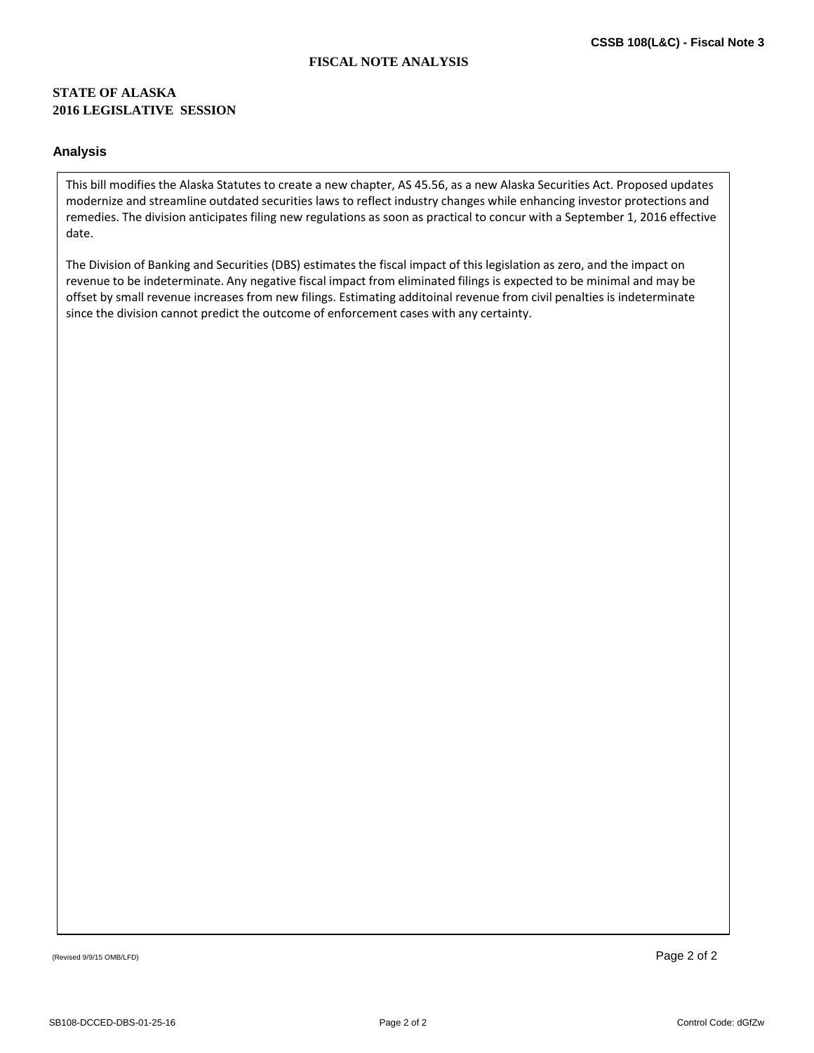**FISCAL NOTE ANALYSIS**

**STATE OF ALASKA**
**2016 LEGISLATIVE SESSION**

## Analysis

This bill modifies the Alaska Statutes to create a new chapter, AS 45.56, as a new Alaska Securities Act. Proposed updates modernize and streamline outdated securities laws to reflect industry changes while enhancing investor protections and remedies. The division anticipates filing new regulations as soon as practical to concur with a September 1, 2016 effective date.

The Division of Banking and Securities (DBS) estimates the fiscal impact of this legislation as zero, and the impact on revenue to be indeterminate. Any negative fiscal impact from eliminated filings is expected to be minimal and may be offset by small revenue increases from new filings. Estimating additoinal revenue from civil penalties is indeterminate since the division cannot predict the outcome of enforcement cases with any certainty.